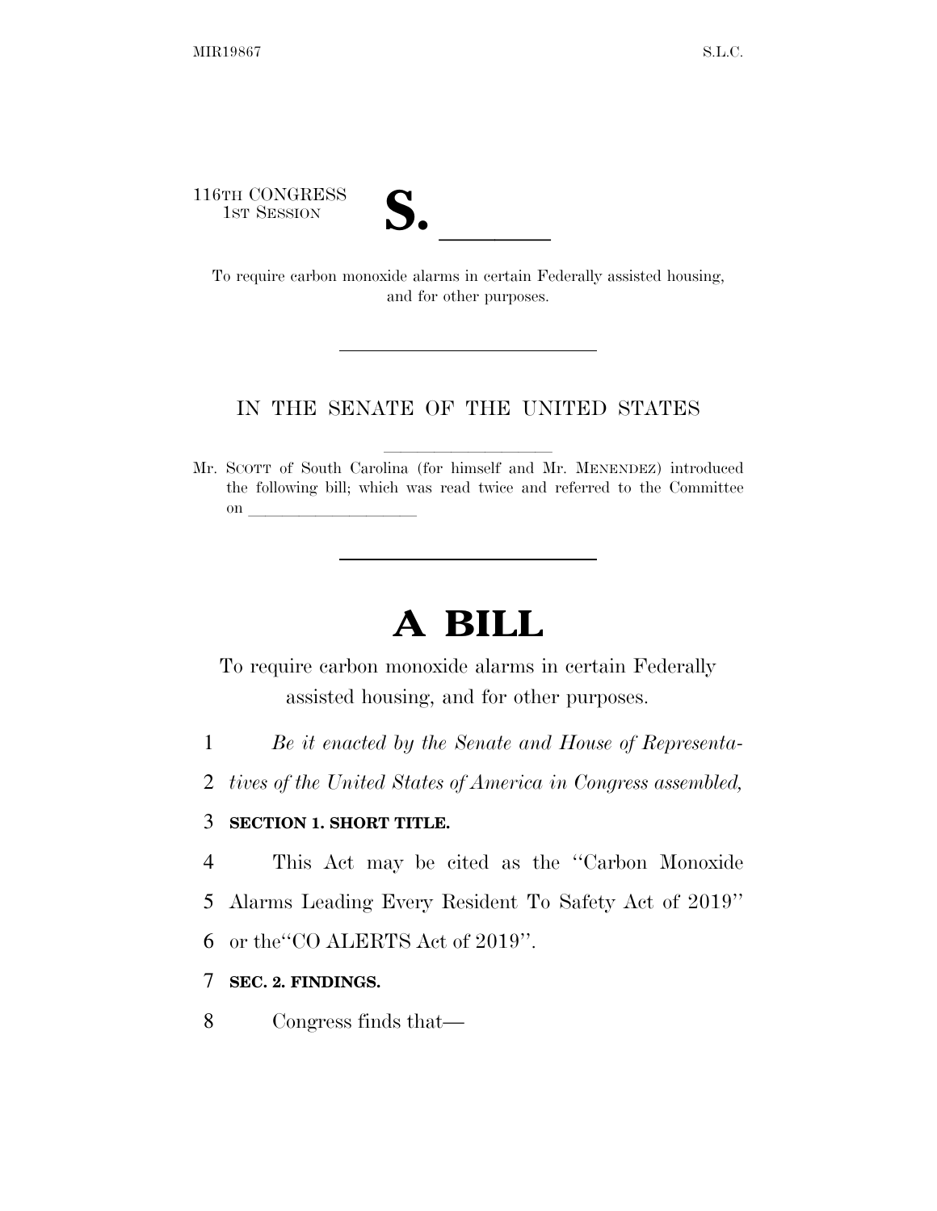116TH CONGRESS
1ST SESSION

# S. ______

To require carbon monoxide alarms in certain Federally assisted housing, and for other purposes.

---

IN THE SENATE OF THE UNITED STATES

Mr. SCOTT of South Carolina (for himself and Mr. MENENDEZ) introduced the following bill; which was read twice and referred to the Committee on ______________________

---

# A BILL

To require carbon monoxide alarms in certain Federally assisted housing, and for other purposes.

1 *Be it enacted by the Senate and House of Representa-*
2 *tives of the United States of America in Congress assembled,*

3 **SECTION 1. SHORT TITLE.**

4 This Act may be cited as the ''Carbon Monoxide
5 Alarms Leading Every Resident To Safety Act of 2019''
6 or the''CO ALERTS Act of 2019''.

7 **SEC. 2. FINDINGS.**

8 Congress finds that—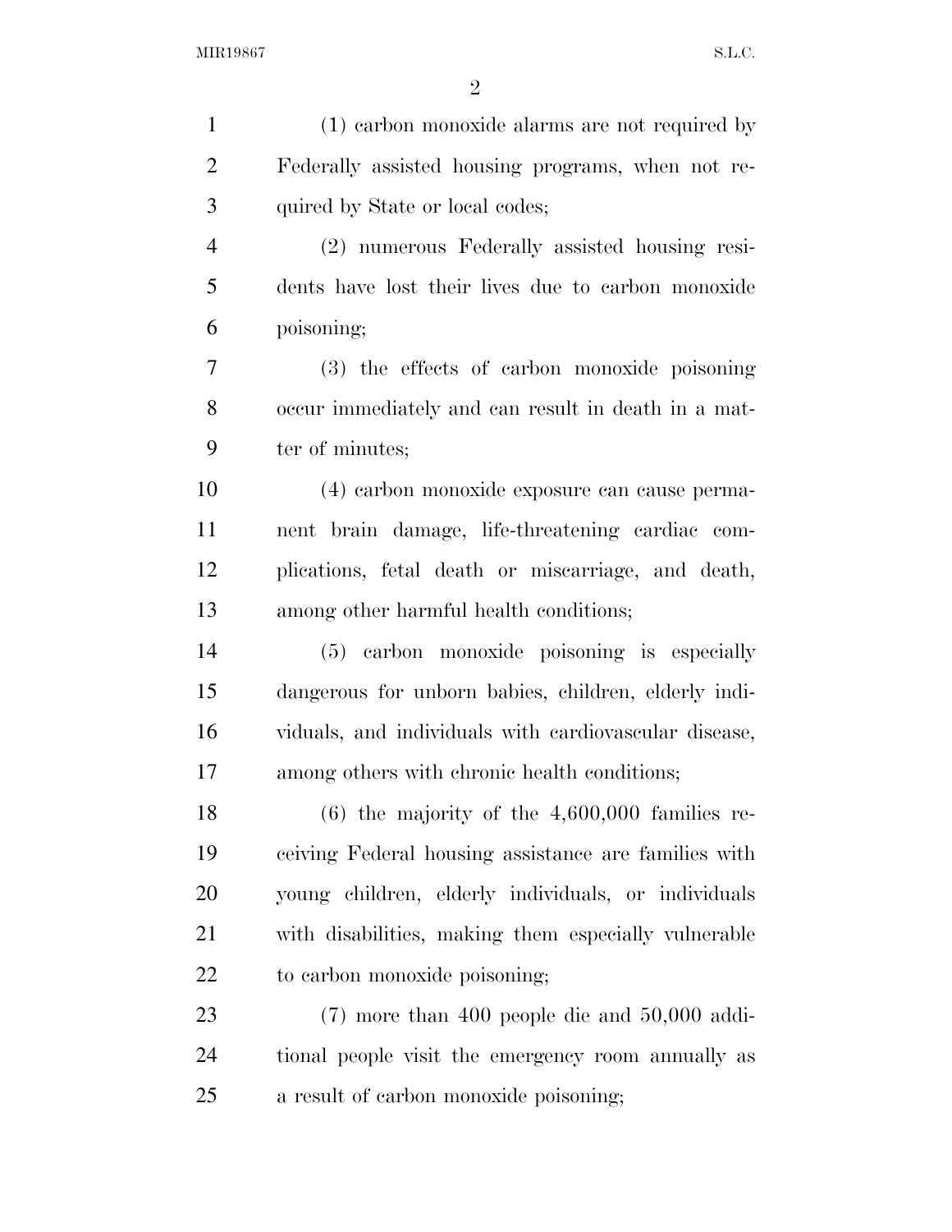(1) carbon monoxide alarms are not required by Federally assisted housing programs, when not required by State or local codes;

(2) numerous Federally assisted housing residents have lost their lives due to carbon monoxide poisoning;

(3) the effects of carbon monoxide poisoning occur immediately and can result in death in a matter of minutes;

(4) carbon monoxide exposure can cause permanent brain damage, life-threatening cardiac complications, fetal death or miscarriage, and death, among other harmful health conditions;

(5) carbon monoxide poisoning is especially dangerous for unborn babies, children, elderly individuals, and individuals with cardiovascular disease, among others with chronic health conditions;

(6) the majority of the 4,600,000 families receiving Federal housing assistance are families with young children, elderly individuals, or individuals with disabilities, making them especially vulnerable to carbon monoxide poisoning;

(7) more than 400 people die and 50,000 additional people visit the emergency room annually as a result of carbon monoxide poisoning;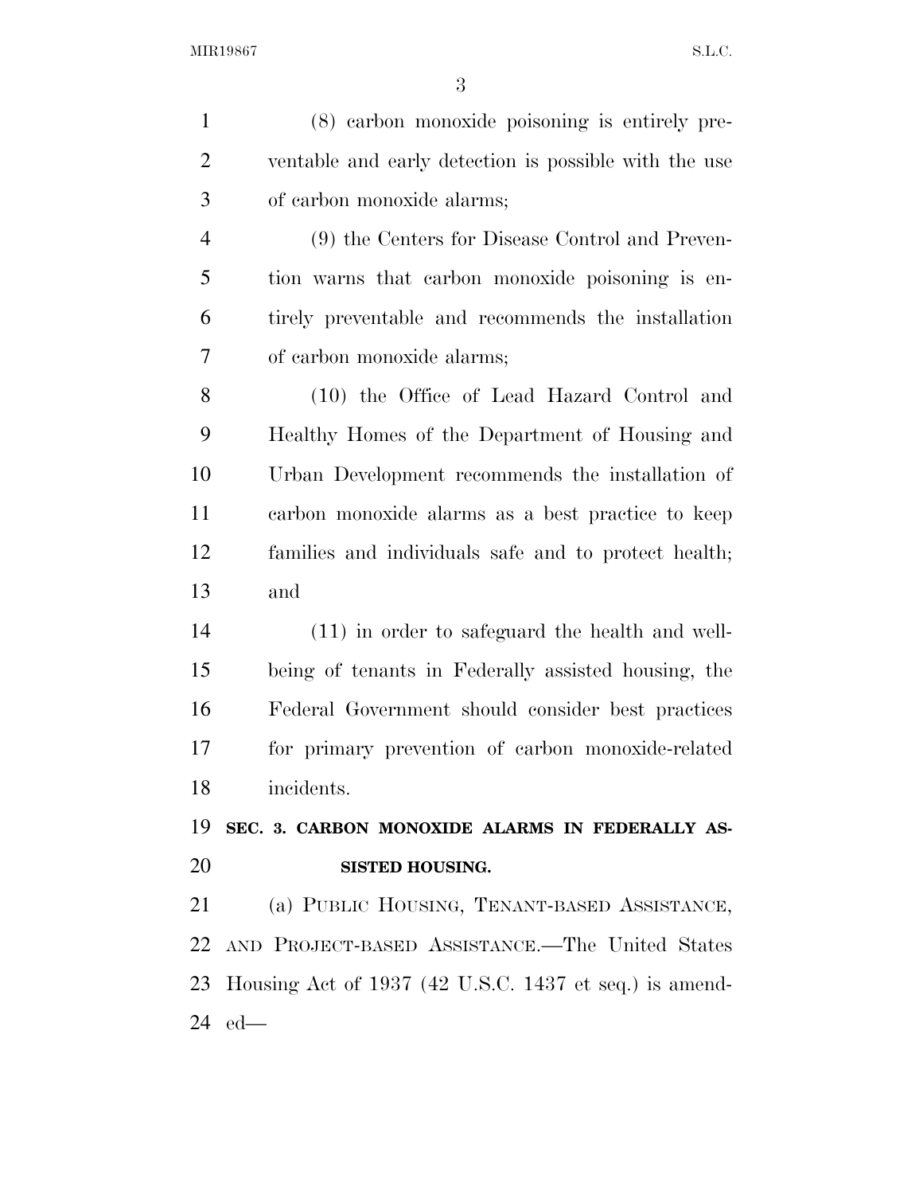(8) carbon monoxide poisoning is entirely preventable and early detection is possible with the use of carbon monoxide alarms;

(9) the Centers for Disease Control and Prevention warns that carbon monoxide poisoning is entirely preventable and recommends the installation of carbon monoxide alarms;

(10) the Office of Lead Hazard Control and Healthy Homes of the Department of Housing and Urban Development recommends the installation of carbon monoxide alarms as a best practice to keep families and individuals safe and to protect health; and

(11) in order to safeguard the health and well-being of tenants in Federally assisted housing, the Federal Government should consider best practices for primary prevention of carbon monoxide-related incidents.

**SEC. 3. CARBON MONOXIDE ALARMS IN FEDERALLY ASSISTED HOUSING.**

(a) PUBLIC HOUSING, TENANT-BASED ASSISTANCE, AND PROJECT-BASED ASSISTANCE.—The United States Housing Act of 1937 (42 U.S.C. 1437 et seq.) is amended—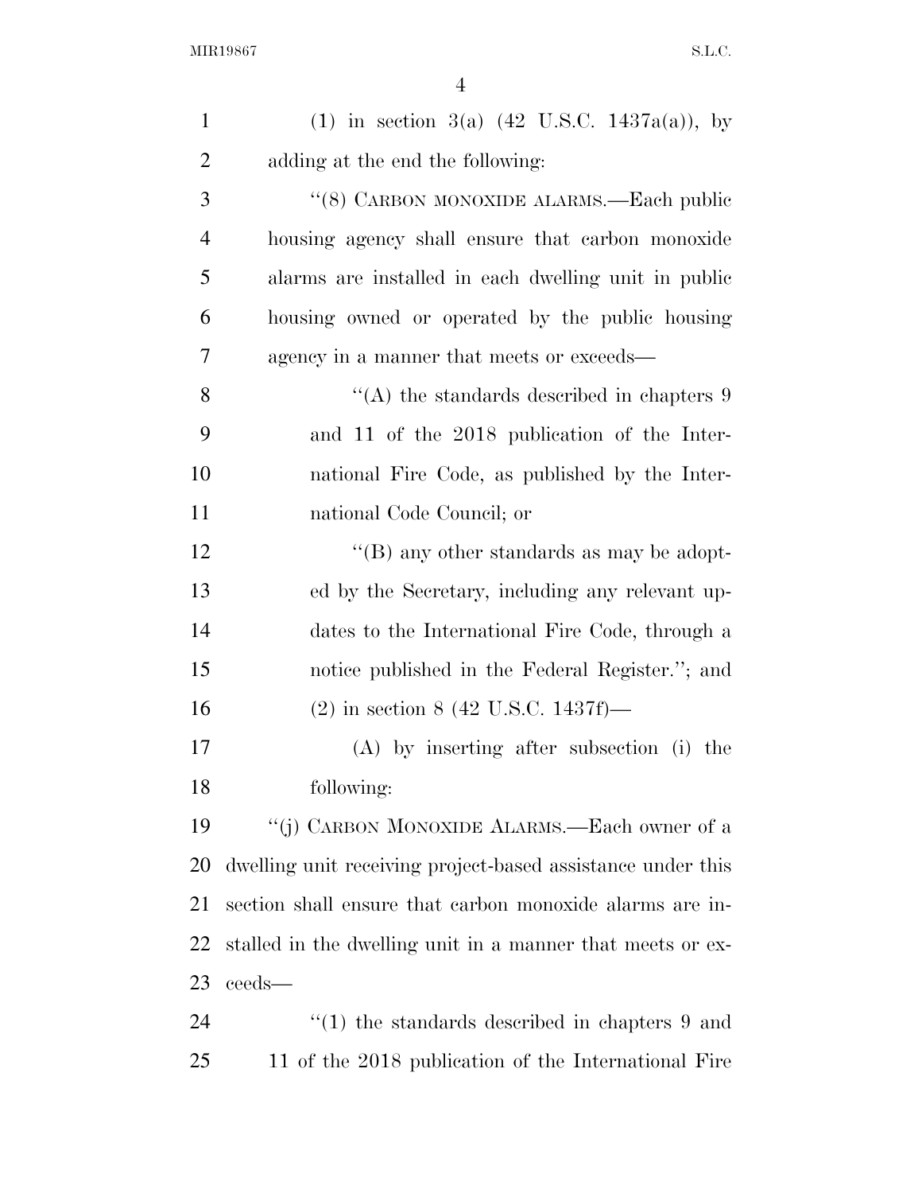(1) in section 3(a) (42 U.S.C. 1437a(a)), by adding at the end the following:

"(8) CARBON MONOXIDE ALARMS.—Each public housing agency shall ensure that carbon monoxide alarms are installed in each dwelling unit in public housing owned or operated by the public housing agency in a manner that meets or exceeds—

"(A) the standards described in chapters 9 and 11 of the 2018 publication of the International Fire Code, as published by the International Code Council; or

"(B) any other standards as may be adopted by the Secretary, including any relevant updates to the International Fire Code, through a notice published in the Federal Register."; and

(2) in section 8 (42 U.S.C. 1437f)—

(A) by inserting after subsection (i) the following:

"(j) CARBON MONOXIDE ALARMS.—Each owner of a dwelling unit receiving project-based assistance under this section shall ensure that carbon monoxide alarms are installed in the dwelling unit in a manner that meets or exceeds—

"(1) the standards described in chapters 9 and 11 of the 2018 publication of the International Fire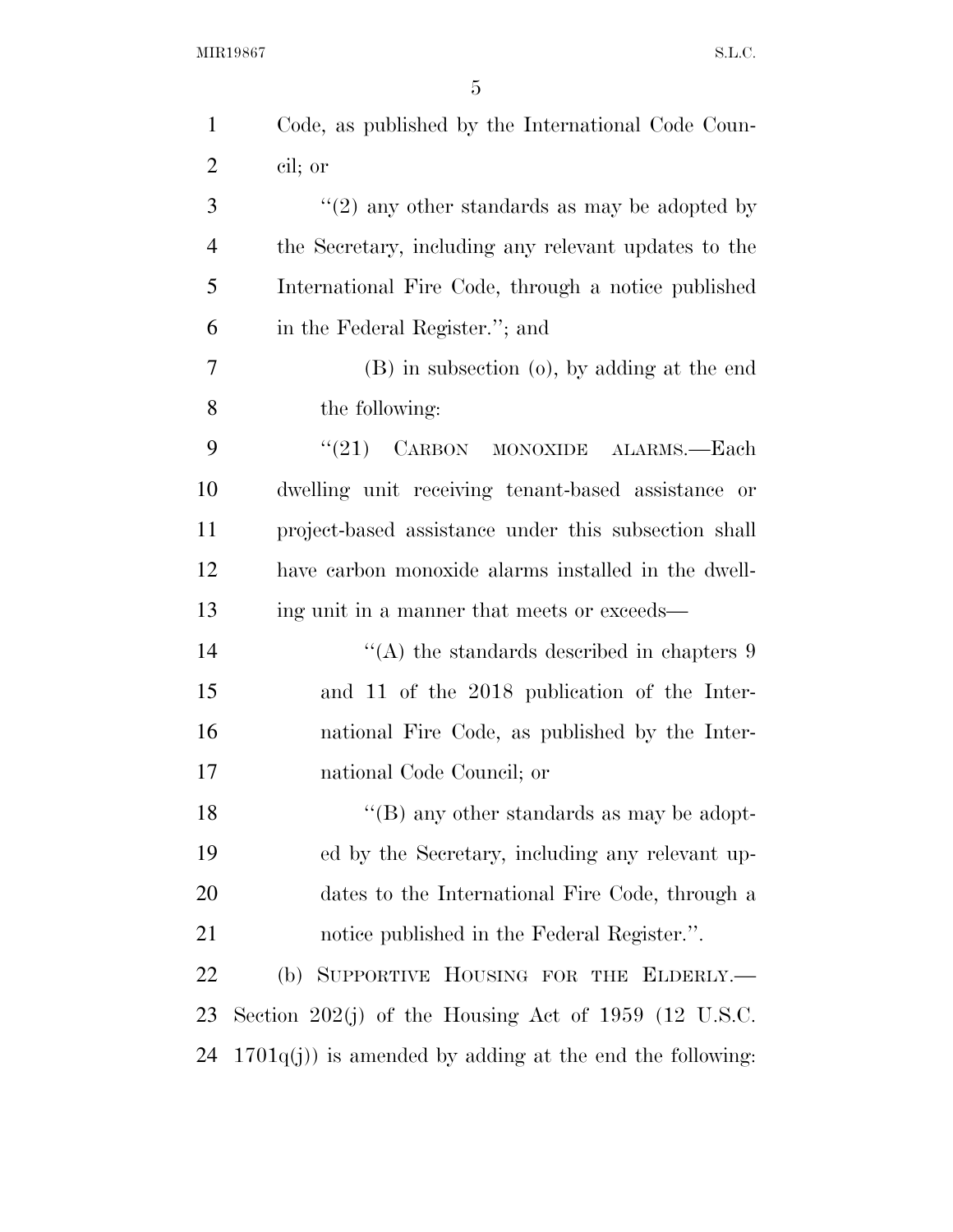Code, as published by the International Code Council; or

"(2) any other standards as may be adopted by the Secretary, including any relevant updates to the International Fire Code, through a notice published in the Federal Register."; and

(B) in subsection (o), by adding at the end the following:

"(21) CARBON MONOXIDE ALARMS.—Each dwelling unit receiving tenant-based assistance or project-based assistance under this subsection shall have carbon monoxide alarms installed in the dwelling unit in a manner that meets or exceeds—

"(A) the standards described in chapters 9 and 11 of the 2018 publication of the International Fire Code, as published by the International Code Council; or

"(B) any other standards as may be adopted by the Secretary, including any relevant updates to the International Fire Code, through a notice published in the Federal Register.".

(b) SUPPORTIVE HOUSING FOR THE ELDERLY.—Section 202(j) of the Housing Act of 1959 (12 U.S.C. 1701q(j)) is amended by adding at the end the following: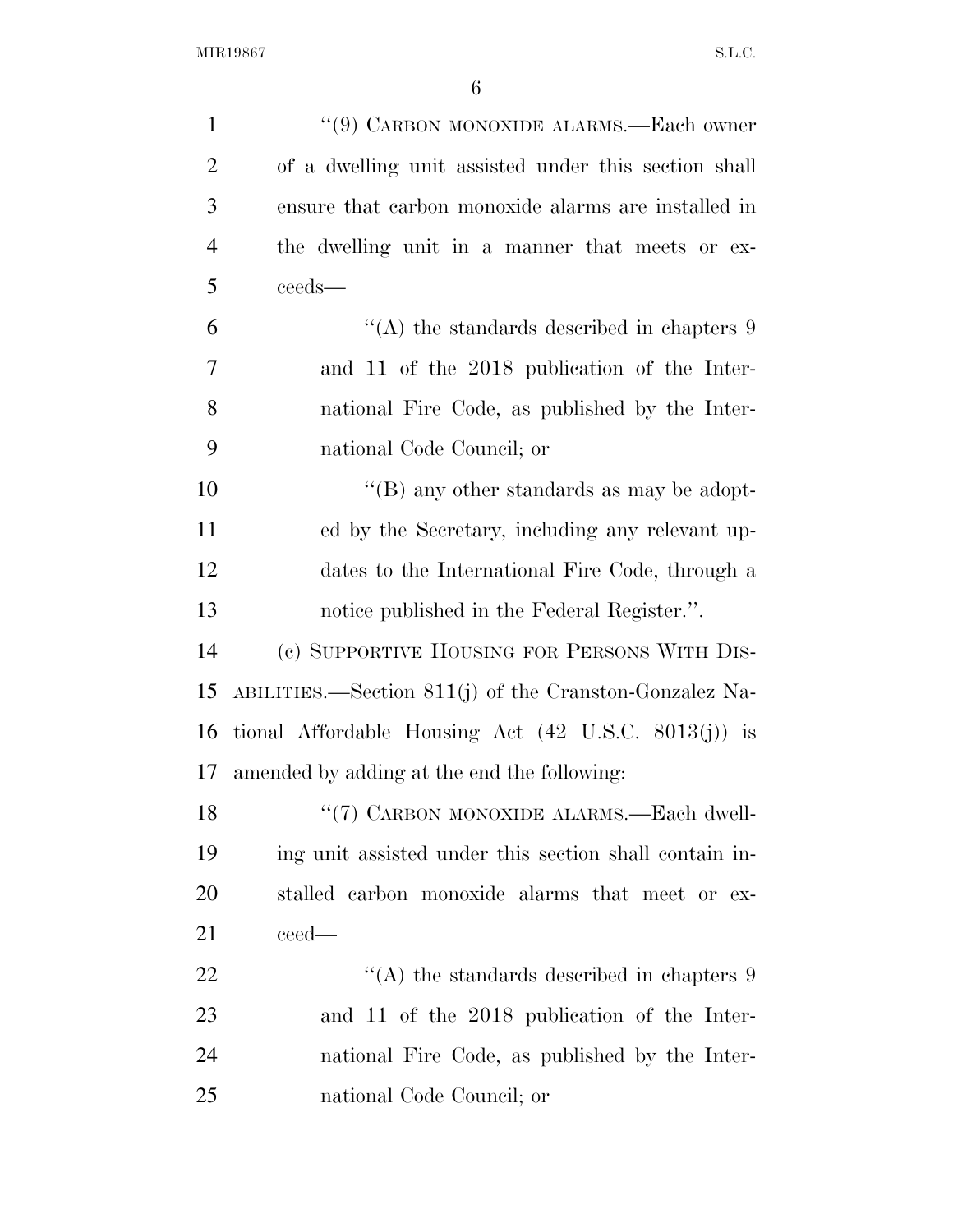''(9) CARBON MONOXIDE ALARMS.—Each owner of a dwelling unit assisted under this section shall ensure that carbon monoxide alarms are installed in the dwelling unit in a manner that meets or exceeds—

''(A) the standards described in chapters 9 and 11 of the 2018 publication of the International Fire Code, as published by the International Code Council; or

''(B) any other standards as may be adopted by the Secretary, including any relevant updates to the International Fire Code, through a notice published in the Federal Register.''.

(c) SUPPORTIVE HOUSING FOR PERSONS WITH DISABILITIES.—Section 811(j) of the Cranston-Gonzalez National Affordable Housing Act (42 U.S.C. 8013(j)) is amended by adding at the end the following:

''(7) CARBON MONOXIDE ALARMS.—Each dwelling unit assisted under this section shall contain installed carbon monoxide alarms that meet or exceed—

''(A) the standards described in chapters 9 and 11 of the 2018 publication of the International Fire Code, as published by the International Code Council; or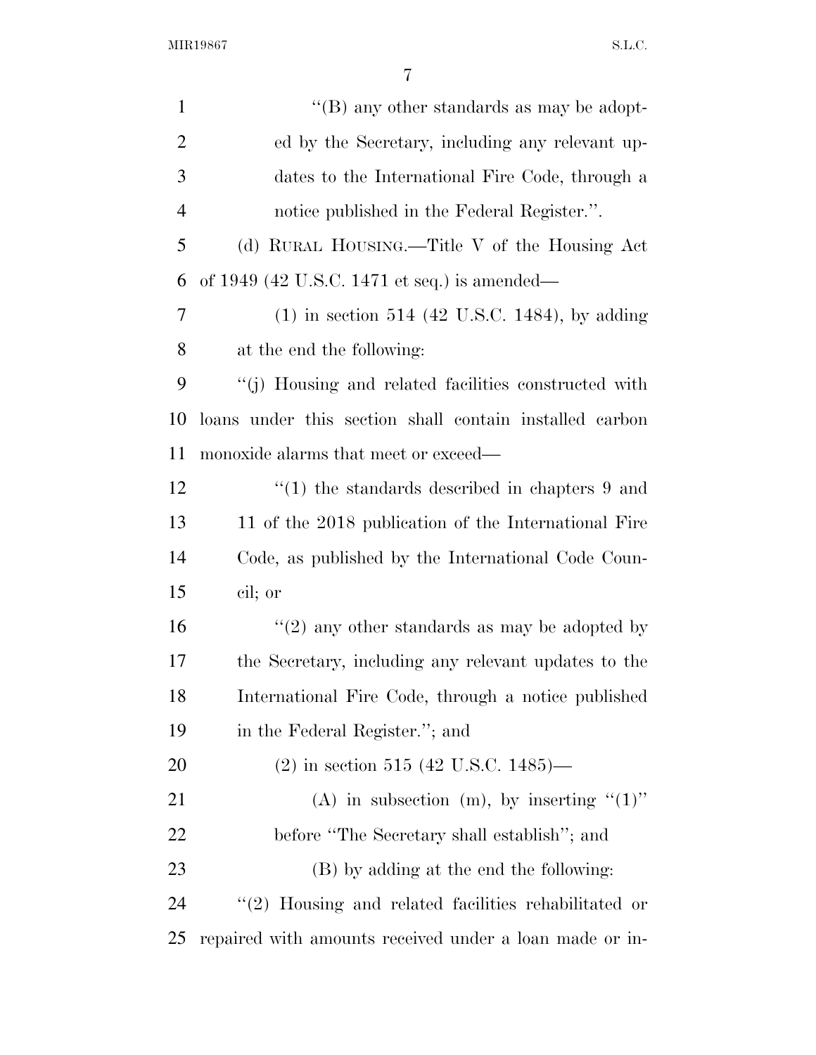''(B) any other standards as may be adopted by the Secretary, including any relevant updates to the International Fire Code, through a notice published in the Federal Register.''.

(d) RURAL HOUSING.—Title V of the Housing Act of 1949 (42 U.S.C. 1471 et seq.) is amended—

(1) in section 514 (42 U.S.C. 1484), by adding at the end the following:

''(j) Housing and related facilities constructed with loans under this section shall contain installed carbon monoxide alarms that meet or exceed—

''(1) the standards described in chapters 9 and 11 of the 2018 publication of the International Fire Code, as published by the International Code Council; or

''(2) any other standards as may be adopted by the Secretary, including any relevant updates to the International Fire Code, through a notice published in the Federal Register.''; and

(2) in section 515 (42 U.S.C. 1485)—

(A) in subsection (m), by inserting ''(1)'' before ''The Secretary shall establish''; and

(B) by adding at the end the following:

''(2) Housing and related facilities rehabilitated or repaired with amounts received under a loan made or in-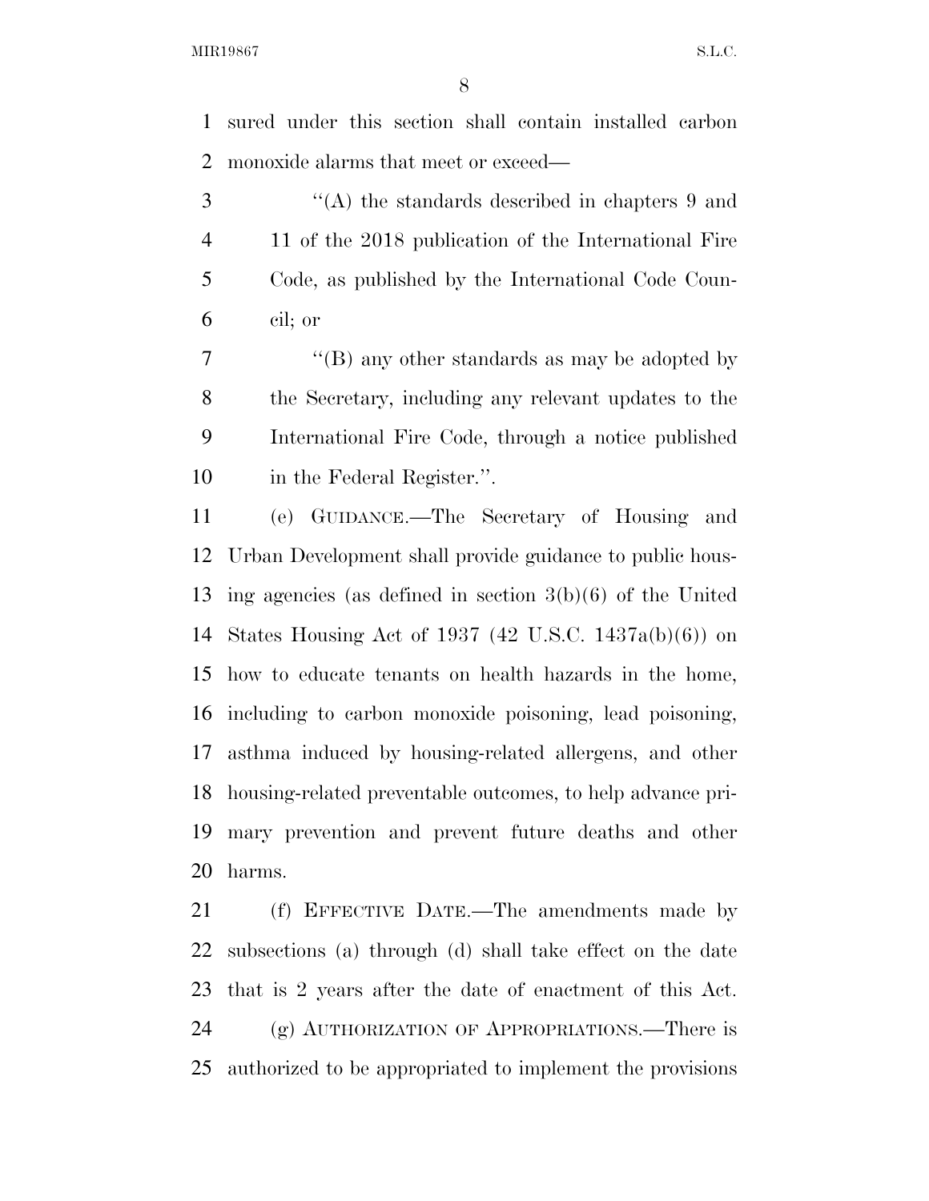sured under this section shall contain installed carbon monoxide alarms that meet or exceed—

''(A) the standards described in chapters 9 and 11 of the 2018 publication of the International Fire Code, as published by the International Code Council; or

''(B) any other standards as may be adopted by the Secretary, including any relevant updates to the International Fire Code, through a notice published in the Federal Register.''.

(e) GUIDANCE.—The Secretary of Housing and Urban Development shall provide guidance to public housing agencies (as defined in section 3(b)(6) of the United States Housing Act of 1937 (42 U.S.C. 1437a(b)(6)) on how to educate tenants on health hazards in the home, including to carbon monoxide poisoning, lead poisoning, asthma induced by housing-related allergens, and other housing-related preventable outcomes, to help advance primary prevention and prevent future deaths and other harms.

(f) EFFECTIVE DATE.—The amendments made by subsections (a) through (d) shall take effect on the date that is 2 years after the date of enactment of this Act.

(g) AUTHORIZATION OF APPROPRIATIONS.—There is authorized to be appropriated to implement the provisions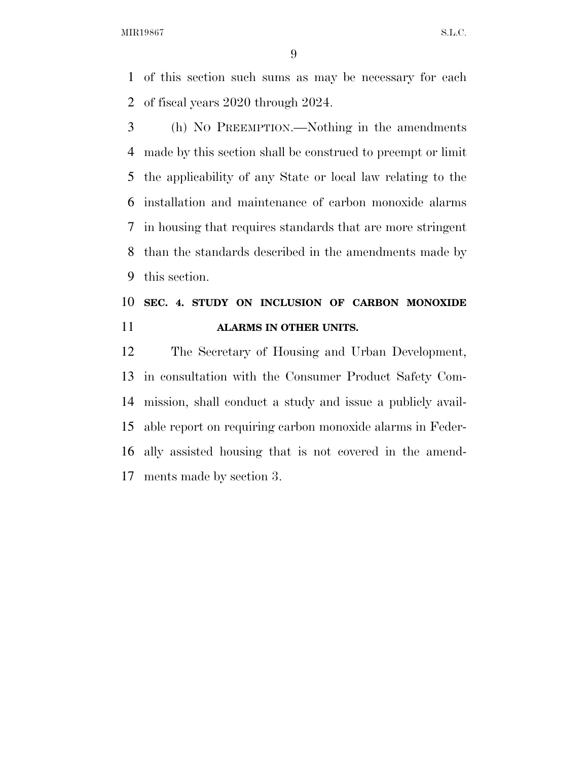of this section such sums as may be necessary for each of fiscal years 2020 through 2024.

(h) NO PREEMPTION.—Nothing in the amendments made by this section shall be construed to preempt or limit the applicability of any State or local law relating to the installation and maintenance of carbon monoxide alarms in housing that requires standards that are more stringent than the standards described in the amendments made by this section.

**SEC. 4. STUDY ON INCLUSION OF CARBON MONOXIDE ALARMS IN OTHER UNITS.**

The Secretary of Housing and Urban Development, in consultation with the Consumer Product Safety Commission, shall conduct a study and issue a publicly available report on requiring carbon monoxide alarms in Federally assisted housing that is not covered in the amendments made by section 3.